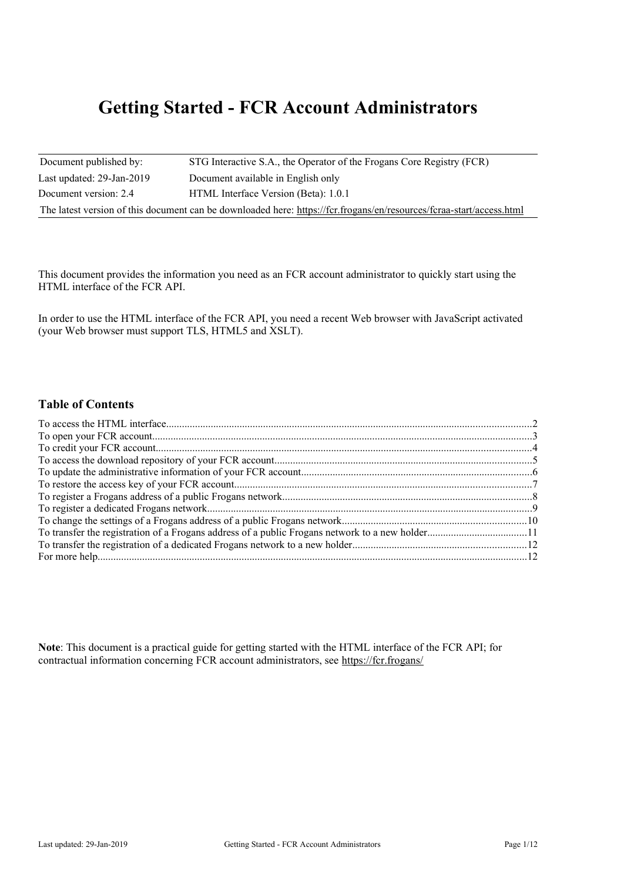# Getting Started - FCR Account Administrators

| Document published by: | STG Interactive S.A., the Operator of the Frogans Core Registry (FCR) |
|---|---|
| Last updated: 29-Jan-2019 | Document available in English only |
| Document version: 2.4 | HTML Interface Version (Beta): 1.0.1 |

The latest version of this document can be downloaded here: https://fcr.frogans/en/resources/fcraa-start/access.html

This document provides the information you need as an FCR account administrator to quickly start using the HTML interface of the FCR API.

In order to use the HTML interface of the FCR API, you need a recent Web browser with JavaScript activated (your Web browser must support TLS, HTML5 and XSLT).

## Table of Contents

- To access the HTML interface....2
- To open your FCR account....3
- To credit your FCR account....4
- To access the download repository of your FCR account....5
- To update the administrative information of your FCR account....6
- To restore the access key of your FCR account....7
- To register a Frogans address of a public Frogans network....8
- To register a dedicated Frogans network....9
- To change the settings of a Frogans address of a public Frogans network....10
- To transfer the registration of a Frogans address of a public Frogans network to a new holder....11
- To transfer the registration of a dedicated Frogans network to a new holder....12
- For more help....12

**Note**: This document is a practical guide for getting started with the HTML interface of the FCR API; for contractual information concerning FCR account administrators, see https://fcr.frogans/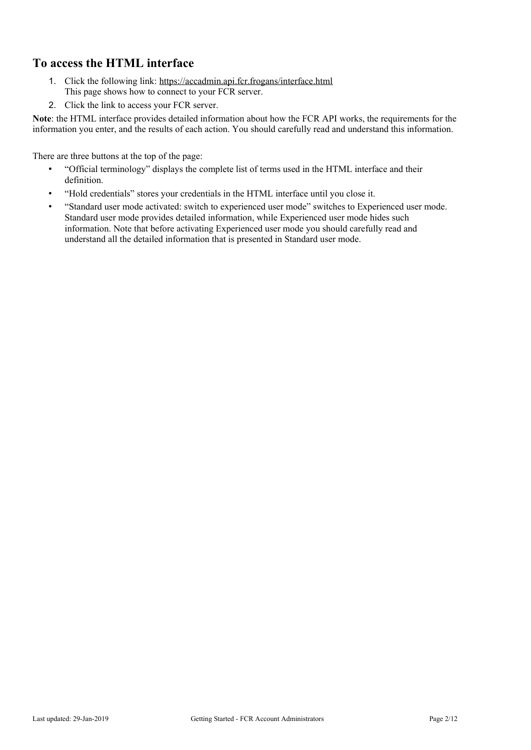## To access the HTML interface

1. Click the following link: https://accadmin.api.fcr.frogans/interface.html
   This page shows how to connect to your FCR server.
2. Click the link to access your FCR server.

**Note**: the HTML interface provides detailed information about how the FCR API works, the requirements for the information you enter, and the results of each action. You should carefully read and understand this information.

There are three buttons at the top of the page:

- "Official terminology" displays the complete list of terms used in the HTML interface and their definition.
- "Hold credentials" stores your credentials in the HTML interface until you close it.
- "Standard user mode activated: switch to experienced user mode" switches to Experienced user mode. Standard user mode provides detailed information, while Experienced user mode hides such information. Note that before activating Experienced user mode you should carefully read and understand all the detailed information that is presented in Standard user mode.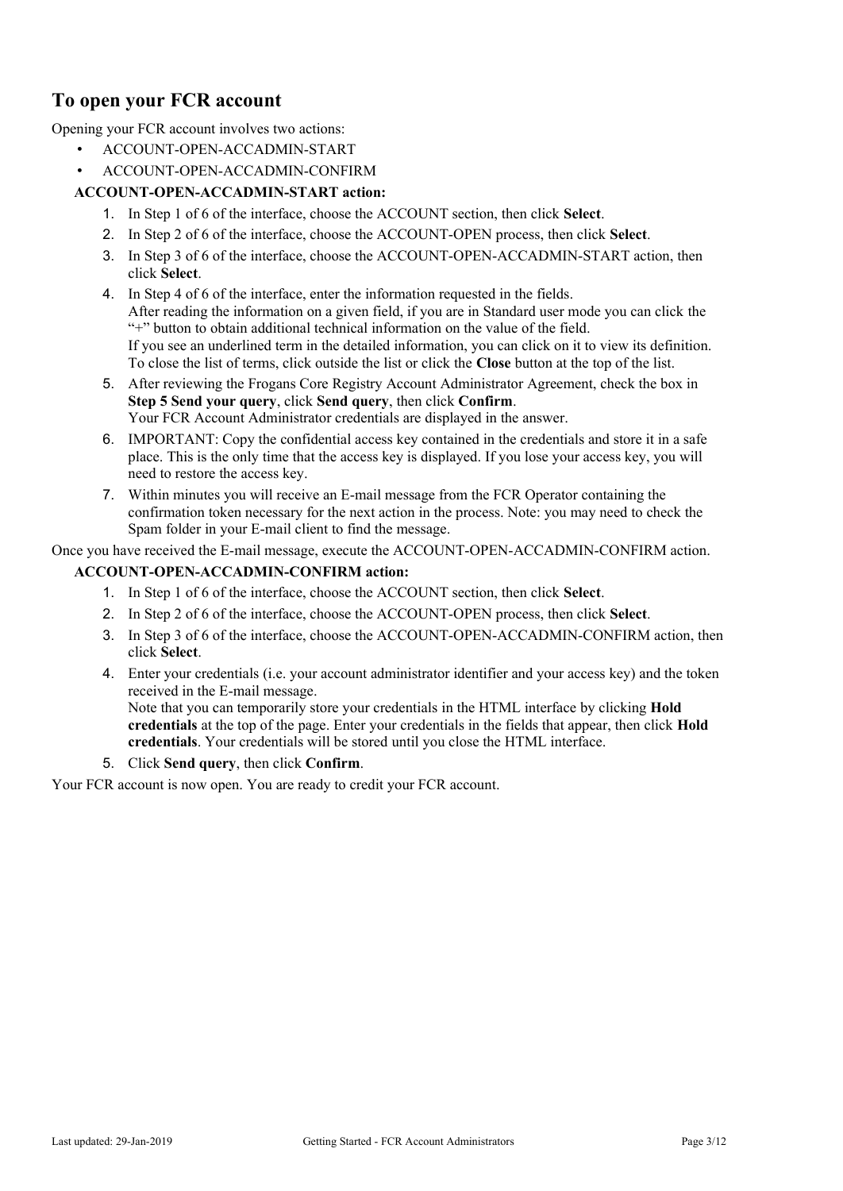## To open your FCR account

Opening your FCR account involves two actions:

- ACCOUNT-OPEN-ACCADMIN-START
- ACCOUNT-OPEN-ACCADMIN-CONFIRM

**ACCOUNT-OPEN-ACCADMIN-START action:**

1. In Step 1 of 6 of the interface, choose the ACCOUNT section, then click **Select**.
2. In Step 2 of 6 of the interface, choose the ACCOUNT-OPEN process, then click **Select**.
3. In Step 3 of 6 of the interface, choose the ACCOUNT-OPEN-ACCADMIN-START action, then click **Select**.
4. In Step 4 of 6 of the interface, enter the information requested in the fields.
   After reading the information on a given field, if you are in Standard user mode you can click the "+" button to obtain additional technical information on the value of the field.
   If you see an underlined term in the detailed information, you can click on it to view its definition. To close the list of terms, click outside the list or click the **Close** button at the top of the list.
5. After reviewing the Frogans Core Registry Account Administrator Agreement, check the box in **Step 5 Send your query**, click **Send query**, then click **Confirm**.
   Your FCR Account Administrator credentials are displayed in the answer.
6. IMPORTANT: Copy the confidential access key contained in the credentials and store it in a safe place. This is the only time that the access key is displayed. If you lose your access key, you will need to restore the access key.
7. Within minutes you will receive an E-mail message from the FCR Operator containing the confirmation token necessary for the next action in the process. Note: you may need to check the Spam folder in your E-mail client to find the message.

Once you have received the E-mail message, execute the ACCOUNT-OPEN-ACCADMIN-CONFIRM action.

**ACCOUNT-OPEN-ACCADMIN-CONFIRM action:**

1. In Step 1 of 6 of the interface, choose the ACCOUNT section, then click **Select**.
2. In Step 2 of 6 of the interface, choose the ACCOUNT-OPEN process, then click **Select**.
3. In Step 3 of 6 of the interface, choose the ACCOUNT-OPEN-ACCADMIN-CONFIRM action, then click **Select**.
4. Enter your credentials (i.e. your account administrator identifier and your access key) and the token received in the E-mail message.
   Note that you can temporarily store your credentials in the HTML interface by clicking **Hold credentials** at the top of the page. Enter your credentials in the fields that appear, then click **Hold credentials**. Your credentials will be stored until you close the HTML interface.
5. Click **Send query**, then click **Confirm**.

Your FCR account is now open. You are ready to credit your FCR account.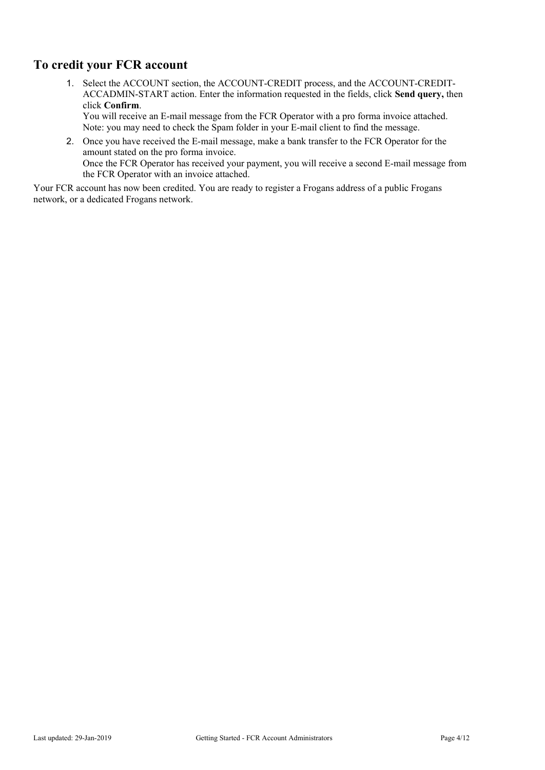## To credit your FCR account

1. Select the ACCOUNT section, the ACCOUNT-CREDIT process, and the ACCOUNT-CREDIT-ACCADMIN-START action. Enter the information requested in the fields, click **Send query,** then click **Confirm**.
   You will receive an E-mail message from the FCR Operator with a pro forma invoice attached. Note: you may need to check the Spam folder in your E-mail client to find the message.
2. Once you have received the E-mail message, make a bank transfer to the FCR Operator for the amount stated on the pro forma invoice.
   Once the FCR Operator has received your payment, you will receive a second E-mail message from the FCR Operator with an invoice attached.

Your FCR account has now been credited. You are ready to register a Frogans address of a public Frogans network, or a dedicated Frogans network.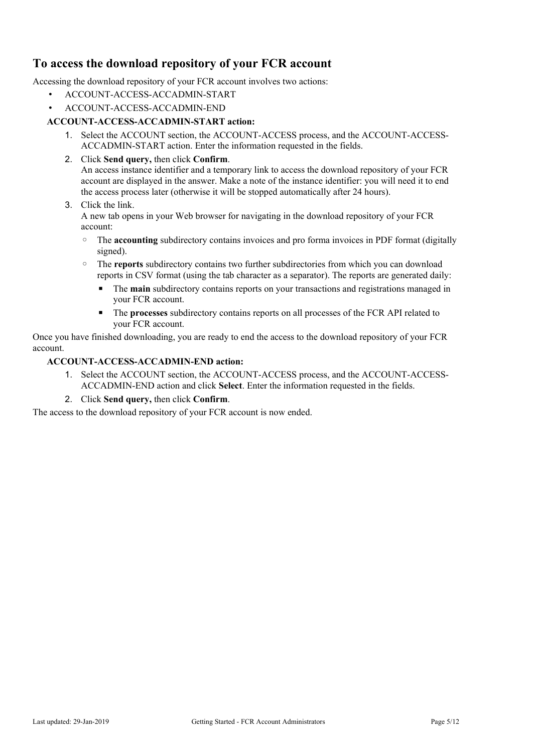## To access the download repository of your FCR account

Accessing the download repository of your FCR account involves two actions:

- ACCOUNT-ACCESS-ACCADMIN-START
- ACCOUNT-ACCESS-ACCADMIN-END

**ACCOUNT-ACCESS-ACCADMIN-START action:**

1. Select the ACCOUNT section, the ACCOUNT-ACCESS process, and the ACCOUNT-ACCESS-ACCADMIN-START action. Enter the information requested in the fields.
2. Click **Send query,** then click **Confirm**.
   An access instance identifier and a temporary link to access the download repository of your FCR account are displayed in the answer. Make a note of the instance identifier: you will need it to end the access process later (otherwise it will be stopped automatically after 24 hours).
3. Click the link.
   A new tab opens in your Web browser for navigating in the download repository of your FCR account:
   - The **accounting** subdirectory contains invoices and pro forma invoices in PDF format (digitally signed).
   - The **reports** subdirectory contains two further subdirectories from which you can download reports in CSV format (using the tab character as a separator). The reports are generated daily:
     - The **main** subdirectory contains reports on your transactions and registrations managed in your FCR account.
     - The **processes** subdirectory contains reports on all processes of the FCR API related to your FCR account.

Once you have finished downloading, you are ready to end the access to the download repository of your FCR account.

**ACCOUNT-ACCESS-ACCADMIN-END action:**

1. Select the ACCOUNT section, the ACCOUNT-ACCESS process, and the ACCOUNT-ACCESS-ACCADMIN-END action and click **Select**. Enter the information requested in the fields.
2. Click **Send query,** then click **Confirm**.

The access to the download repository of your FCR account is now ended.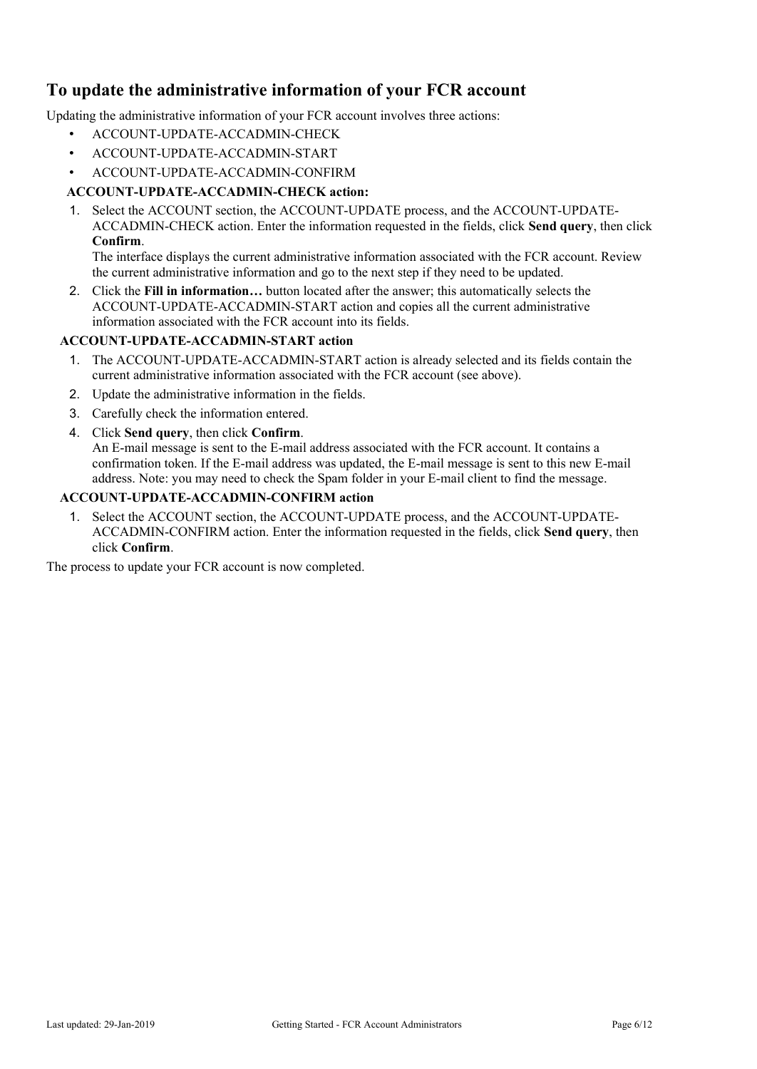## To update the administrative information of your FCR account

Updating the administrative information of your FCR account involves three actions:

- ACCOUNT-UPDATE-ACCADMIN-CHECK
- ACCOUNT-UPDATE-ACCADMIN-START
- ACCOUNT-UPDATE-ACCADMIN-CONFIRM

**ACCOUNT-UPDATE-ACCADMIN-CHECK action:**

1. Select the ACCOUNT section, the ACCOUNT-UPDATE process, and the ACCOUNT-UPDATE-ACCADMIN-CHECK action. Enter the information requested in the fields, click **Send query**, then click **Confirm**.
   The interface displays the current administrative information associated with the FCR account. Review the current administrative information and go to the next step if they need to be updated.
2. Click the **Fill in information…** button located after the answer; this automatically selects the ACCOUNT-UPDATE-ACCADMIN-START action and copies all the current administrative information associated with the FCR account into its fields.

**ACCOUNT-UPDATE-ACCADMIN-START action**

1. The ACCOUNT-UPDATE-ACCADMIN-START action is already selected and its fields contain the current administrative information associated with the FCR account (see above).
2. Update the administrative information in the fields.
3. Carefully check the information entered.
4. Click **Send query**, then click **Confirm**.
   An E-mail message is sent to the E-mail address associated with the FCR account. It contains a confirmation token. If the E-mail address was updated, the E-mail message is sent to this new E-mail address. Note: you may need to check the Spam folder in your E-mail client to find the message.

**ACCOUNT-UPDATE-ACCADMIN-CONFIRM action**

1. Select the ACCOUNT section, the ACCOUNT-UPDATE process, and the ACCOUNT-UPDATE-ACCADMIN-CONFIRM action. Enter the information requested in the fields, click **Send query**, then click **Confirm**.

The process to update your FCR account is now completed.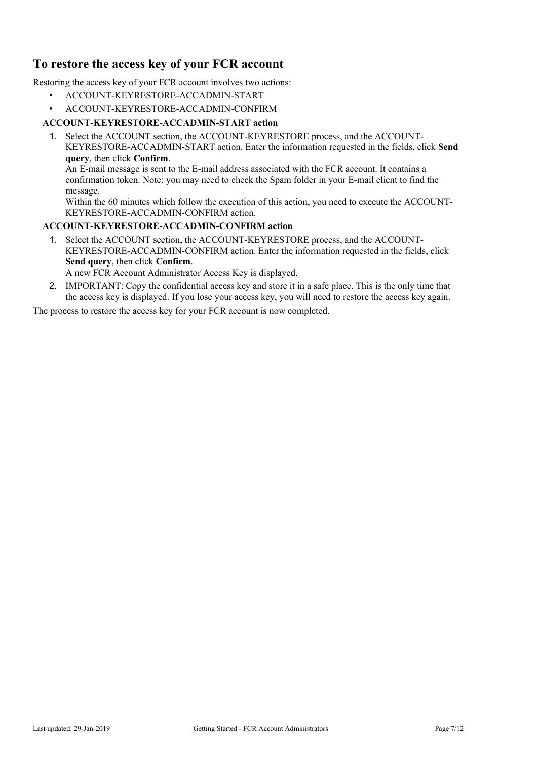## To restore the access key of your FCR account

Restoring the access key of your FCR account involves two actions:

- ACCOUNT-KEYRESTORE-ACCADMIN-START
- ACCOUNT-KEYRESTORE-ACCADMIN-CONFIRM

### ACCOUNT-KEYRESTORE-ACCADMIN-START action

1. Select the ACCOUNT section, the ACCOUNT-KEYRESTORE process, and the ACCOUNT-KEYRESTORE-ACCADMIN-START action. Enter the information requested in the fields, click **Send query**, then click **Confirm**.
   An E-mail message is sent to the E-mail address associated with the FCR account. It contains a confirmation token. Note: you may need to check the Spam folder in your E-mail client to find the message.
   Within the 60 minutes which follow the execution of this action, you need to execute the ACCOUNT-KEYRESTORE-ACCADMIN-CONFIRM action.

### ACCOUNT-KEYRESTORE-ACCADMIN-CONFIRM action

1. Select the ACCOUNT section, the ACCOUNT-KEYRESTORE process, and the ACCOUNT-KEYRESTORE-ACCADMIN-CONFIRM action. Enter the information requested in the fields, click **Send query**, then click **Confirm**.
   A new FCR Account Administrator Access Key is displayed.
2. IMPORTANT: Copy the confidential access key and store it in a safe place. This is the only time that the access key is displayed. If you lose your access key, you will need to restore the access key again.

The process to restore the access key for your FCR account is now completed.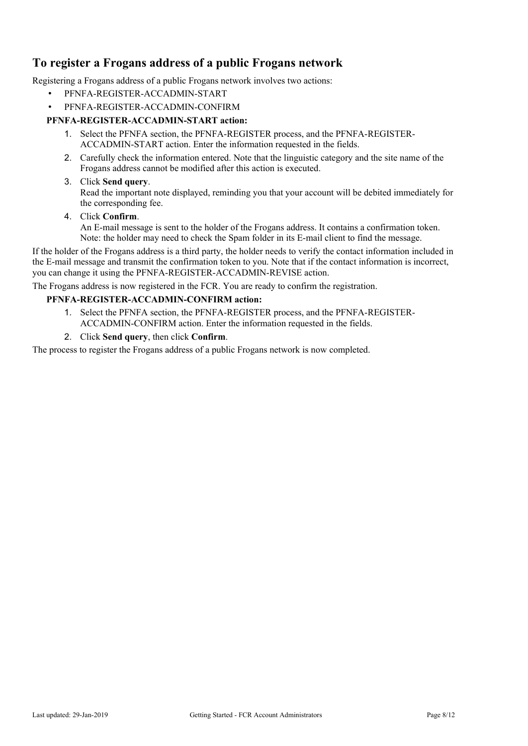## To register a Frogans address of a public Frogans network

Registering a Frogans address of a public Frogans network involves two actions:

- PFNFA-REGISTER-ACCADMIN-START
- PFNFA-REGISTER-ACCADMIN-CONFIRM

**PFNFA-REGISTER-ACCADMIN-START action:**

1. Select the PFNFA section, the PFNFA-REGISTER process, and the PFNFA-REGISTER-ACCADMIN-START action. Enter the information requested in the fields.
2. Carefully check the information entered. Note that the linguistic category and the site name of the Frogans address cannot be modified after this action is executed.
3. Click **Send query**.
   Read the important note displayed, reminding you that your account will be debited immediately for the corresponding fee.
4. Click **Confirm**.
   An E-mail message is sent to the holder of the Frogans address. It contains a confirmation token.
   Note: the holder may need to check the Spam folder in its E-mail client to find the message.

If the holder of the Frogans address is a third party, the holder needs to verify the contact information included in the E-mail message and transmit the confirmation token to you. Note that if the contact information is incorrect, you can change it using the PFNFA-REGISTER-ACCADMIN-REVISE action.

The Frogans address is now registered in the FCR. You are ready to confirm the registration.

**PFNFA-REGISTER-ACCADMIN-CONFIRM action:**

1. Select the PFNFA section, the PFNFA-REGISTER process, and the PFNFA-REGISTER-ACCADMIN-CONFIRM action. Enter the information requested in the fields.
2. Click **Send query**, then click **Confirm**.

The process to register the Frogans address of a public Frogans network is now completed.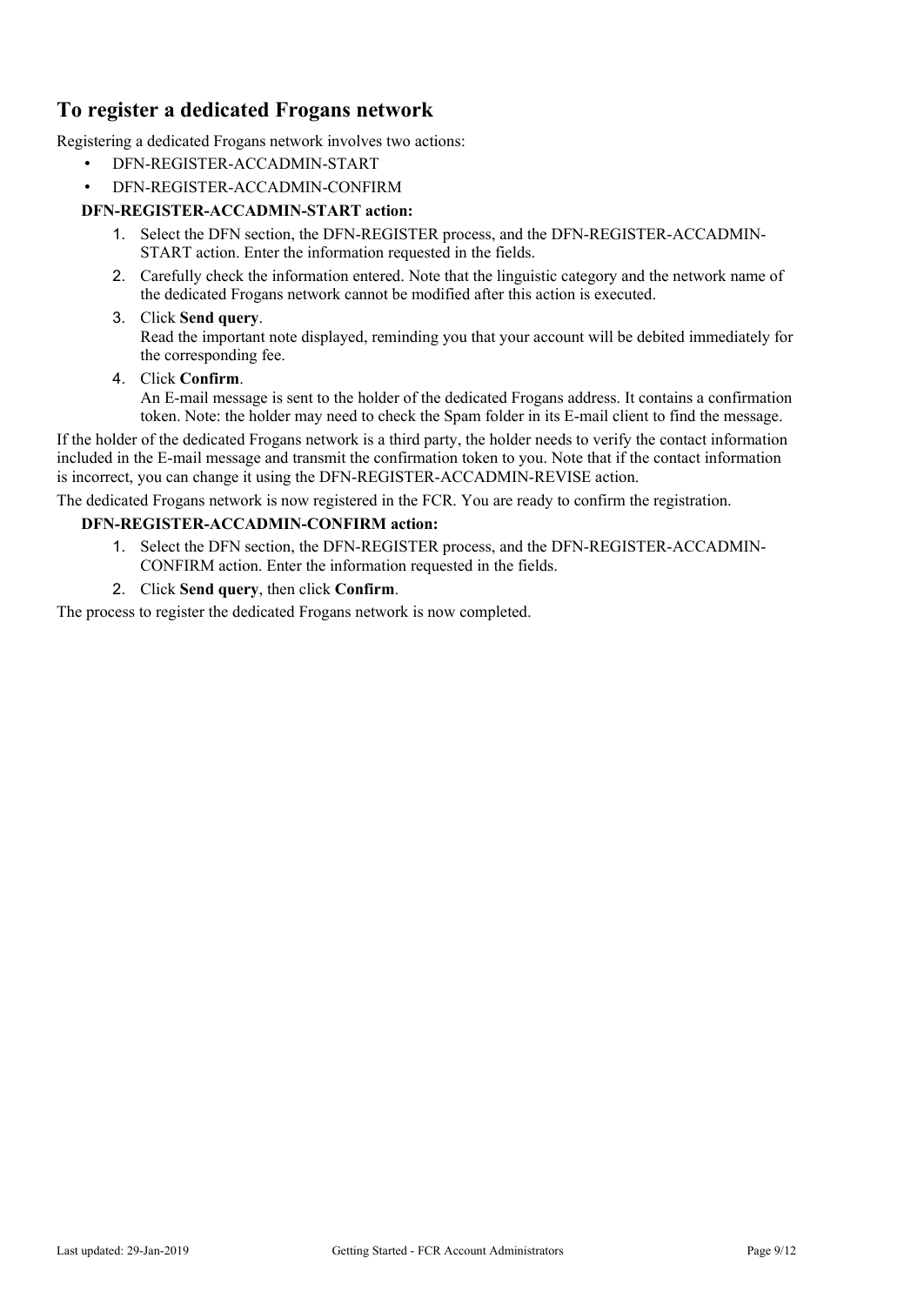## To register a dedicated Frogans network

Registering a dedicated Frogans network involves two actions:

- DFN-REGISTER-ACCADMIN-START
- DFN-REGISTER-ACCADMIN-CONFIRM

**DFN-REGISTER-ACCADMIN-START action:**

1. Select the DFN section, the DFN-REGISTER process, and the DFN-REGISTER-ACCADMIN-START action. Enter the information requested in the fields.
2. Carefully check the information entered. Note that the linguistic category and the network name of the dedicated Frogans network cannot be modified after this action is executed.
3. Click **Send query**.
   Read the important note displayed, reminding you that your account will be debited immediately for the corresponding fee.
4. Click **Confirm**.
   An E-mail message is sent to the holder of the dedicated Frogans address. It contains a confirmation token. Note: the holder may need to check the Spam folder in its E-mail client to find the message.

If the holder of the dedicated Frogans network is a third party, the holder needs to verify the contact information included in the E-mail message and transmit the confirmation token to you. Note that if the contact information is incorrect, you can change it using the DFN-REGISTER-ACCADMIN-REVISE action.

The dedicated Frogans network is now registered in the FCR. You are ready to confirm the registration.

**DFN-REGISTER-ACCADMIN-CONFIRM action:**

1. Select the DFN section, the DFN-REGISTER process, and the DFN-REGISTER-ACCADMIN-CONFIRM action. Enter the information requested in the fields.
2. Click **Send query**, then click **Confirm**.

The process to register the dedicated Frogans network is now completed.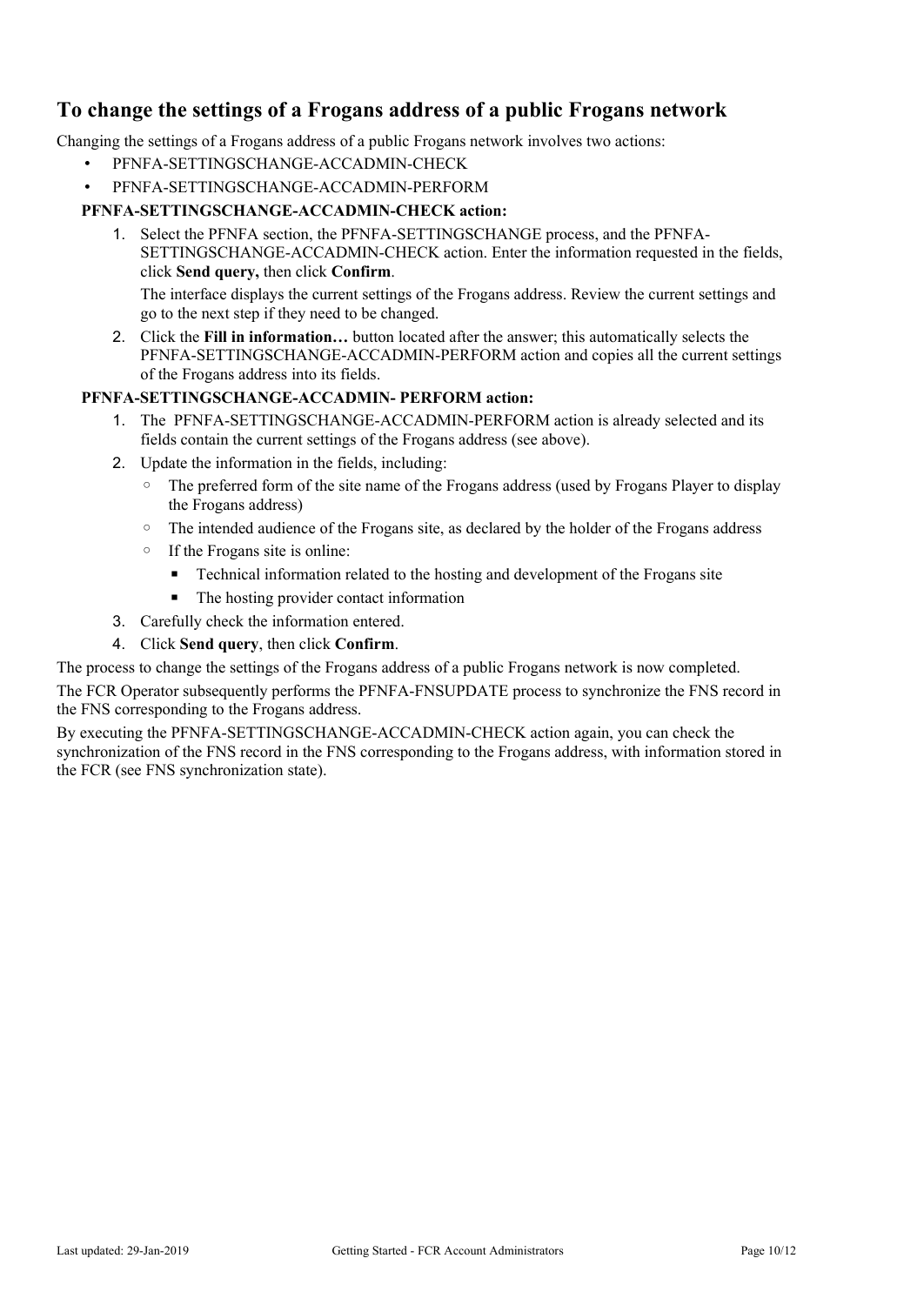## To change the settings of a Frogans address of a public Frogans network

Changing the settings of a Frogans address of a public Frogans network involves two actions:

- PFNFA-SETTINGSCHANGE-ACCADMIN-CHECK
- PFNFA-SETTINGSCHANGE-ACCADMIN-PERFORM

**PFNFA-SETTINGSCHANGE-ACCADMIN-CHECK action:**

1. Select the PFNFA section, the PFNFA-SETTINGSCHANGE process, and the PFNFA-SETTINGSCHANGE-ACCADMIN-CHECK action. Enter the information requested in the fields, click **Send query,** then click **Confirm**.

   The interface displays the current settings of the Frogans address. Review the current settings and go to the next step if they need to be changed.

2. Click the **Fill in information…** button located after the answer; this automatically selects the PFNFA-SETTINGSCHANGE-ACCADMIN-PERFORM action and copies all the current settings of the Frogans address into its fields.

**PFNFA-SETTINGSCHANGE-ACCADMIN- PERFORM action:**

1. The PFNFA-SETTINGSCHANGE-ACCADMIN-PERFORM action is already selected and its fields contain the current settings of the Frogans address (see above).
2. Update the information in the fields, including:
   - The preferred form of the site name of the Frogans address (used by Frogans Player to display the Frogans address)
   - The intended audience of the Frogans site, as declared by the holder of the Frogans address
   - If the Frogans site is online:
     - Technical information related to the hosting and development of the Frogans site
     - The hosting provider contact information
3. Carefully check the information entered.
4. Click **Send query**, then click **Confirm**.

The process to change the settings of the Frogans address of a public Frogans network is now completed.

The FCR Operator subsequently performs the PFNFA-FNSUPDATE process to synchronize the FNS record in the FNS corresponding to the Frogans address.

By executing the PFNFA-SETTINGSCHANGE-ACCADMIN-CHECK action again, you can check the synchronization of the FNS record in the FNS corresponding to the Frogans address, with information stored in the FCR (see FNS synchronization state).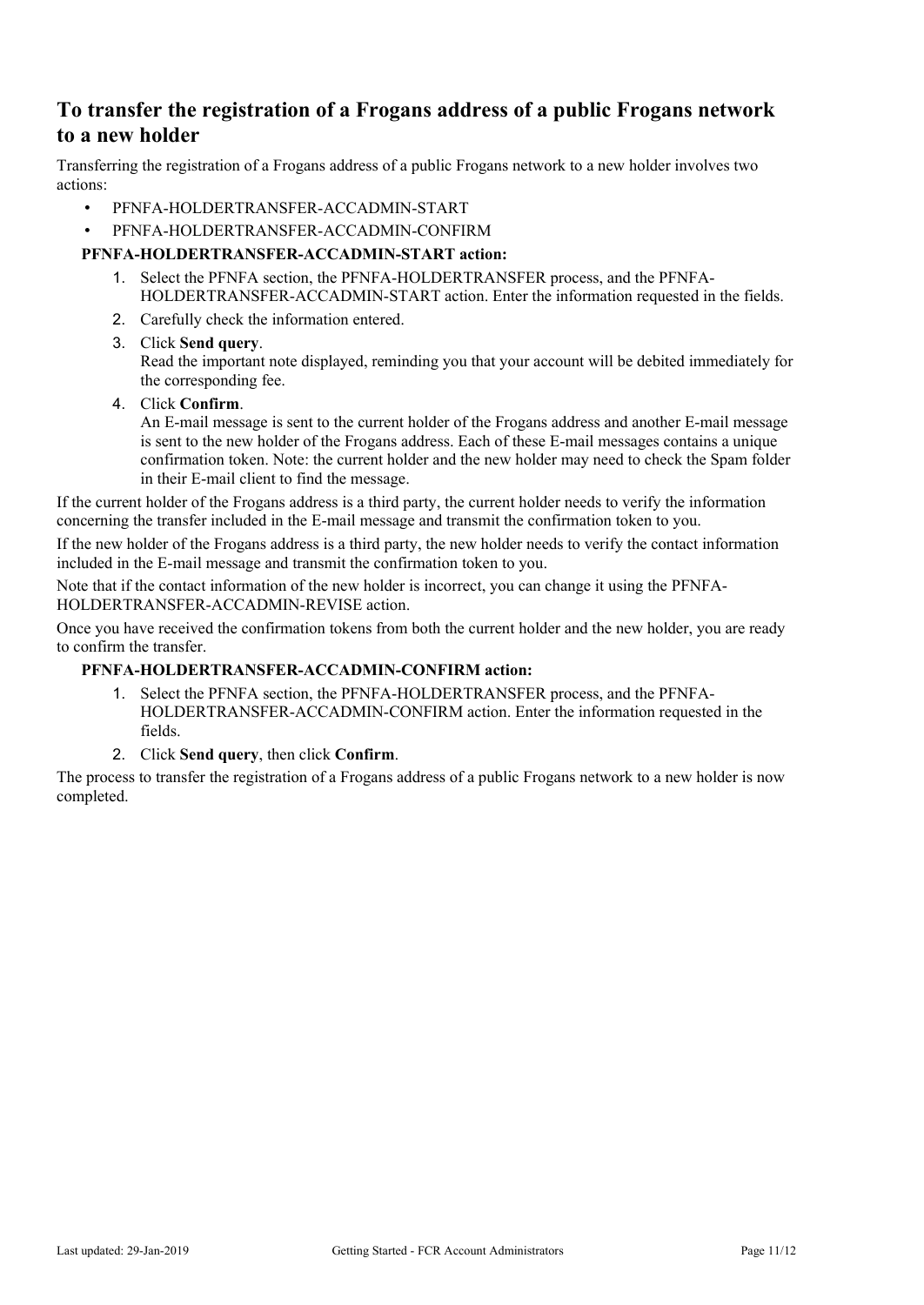## To transfer the registration of a Frogans address of a public Frogans network to a new holder

Transferring the registration of a Frogans address of a public Frogans network to a new holder involves two actions:

- PFNFA-HOLDERTRANSFER-ACCADMIN-START
- PFNFA-HOLDERTRANSFER-ACCADMIN-CONFIRM

**PFNFA-HOLDERTRANSFER-ACCADMIN-START action:**

1. Select the PFNFA section, the PFNFA-HOLDERTRANSFER process, and the PFNFA-HOLDERTRANSFER-ACCADMIN-START action. Enter the information requested in the fields.
2. Carefully check the information entered.
3. Click **Send query**.
   Read the important note displayed, reminding you that your account will be debited immediately for the corresponding fee.
4. Click **Confirm**.
   An E-mail message is sent to the current holder of the Frogans address and another E-mail message is sent to the new holder of the Frogans address. Each of these E-mail messages contains a unique confirmation token. Note: the current holder and the new holder may need to check the Spam folder in their E-mail client to find the message.

If the current holder of the Frogans address is a third party, the current holder needs to verify the information concerning the transfer included in the E-mail message and transmit the confirmation token to you.

If the new holder of the Frogans address is a third party, the new holder needs to verify the contact information included in the E-mail message and transmit the confirmation token to you.

Note that if the contact information of the new holder is incorrect, you can change it using the PFNFA-HOLDERTRANSFER-ACCADMIN-REVISE action.

Once you have received the confirmation tokens from both the current holder and the new holder, you are ready to confirm the transfer.

**PFNFA-HOLDERTRANSFER-ACCADMIN-CONFIRM action:**

1. Select the PFNFA section, the PFNFA-HOLDERTRANSFER process, and the PFNFA-HOLDERTRANSFER-ACCADMIN-CONFIRM action. Enter the information requested in the fields.
2. Click **Send query**, then click **Confirm**.

The process to transfer the registration of a Frogans address of a public Frogans network to a new holder is now completed.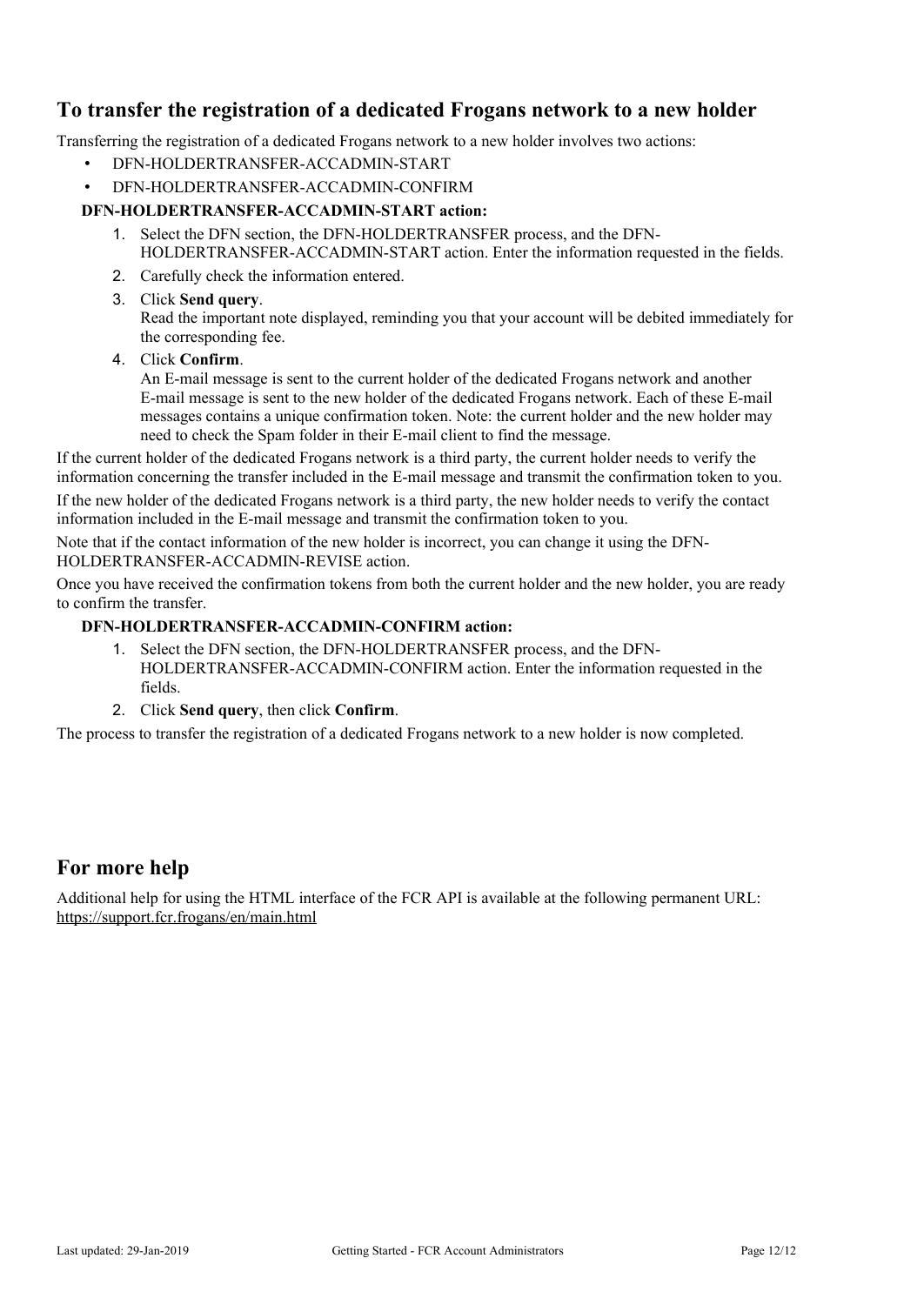## To transfer the registration of a dedicated Frogans network to a new holder

Transferring the registration of a dedicated Frogans network to a new holder involves two actions:

- DFN-HOLDERTRANSFER-ACCADMIN-START
- DFN-HOLDERTRANSFER-ACCADMIN-CONFIRM

**DFN-HOLDERTRANSFER-ACCADMIN-START action:**

1. Select the DFN section, the DFN-HOLDERTRANSFER process, and the DFN-HOLDERTRANSFER-ACCADMIN-START action. Enter the information requested in the fields.
2. Carefully check the information entered.
3. Click **Send query**.
   Read the important note displayed, reminding you that your account will be debited immediately for the corresponding fee.
4. Click **Confirm**.
   An E-mail message is sent to the current holder of the dedicated Frogans network and another E-mail message is sent to the new holder of the dedicated Frogans network. Each of these E-mail messages contains a unique confirmation token. Note: the current holder and the new holder may need to check the Spam folder in their E-mail client to find the message.

If the current holder of the dedicated Frogans network is a third party, the current holder needs to verify the information concerning the transfer included in the E-mail message and transmit the confirmation token to you.

If the new holder of the dedicated Frogans network is a third party, the new holder needs to verify the contact information included in the E-mail message and transmit the confirmation token to you.

Note that if the contact information of the new holder is incorrect, you can change it using the DFN-HOLDERTRANSFER-ACCADMIN-REVISE action.

Once you have received the confirmation tokens from both the current holder and the new holder, you are ready to confirm the transfer.

**DFN-HOLDERTRANSFER-ACCADMIN-CONFIRM action:**

1. Select the DFN section, the DFN-HOLDERTRANSFER process, and the DFN-HOLDERTRANSFER-ACCADMIN-CONFIRM action. Enter the information requested in the fields.
2. Click **Send query**, then click **Confirm**.

The process to transfer the registration of a dedicated Frogans network to a new holder is now completed.

## For more help

Additional help for using the HTML interface of the FCR API is available at the following permanent URL: https://support.fcr.frogans/en/main.html